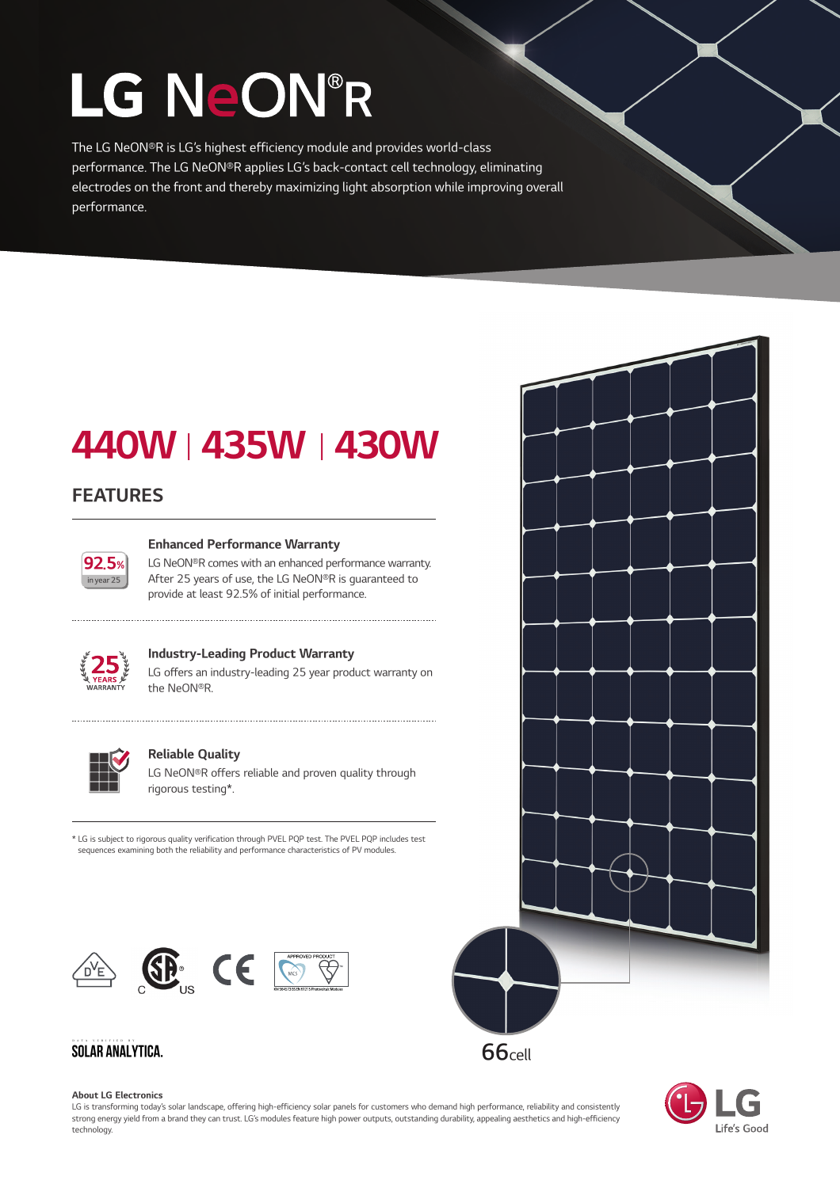# LG NeON®R

The LG NeON®R is LG's highest efficiency module and provides world-class performance. The LG NeON®R applies LG's back-contact cell technology, eliminating electrodes on the front and thereby maximizing light absorption while improving overall performance.

## 440W | 435W | 430W

## FEATURES

92.5% in year 25

### Enhanced Performance Warranty

LG NeON®R comes with an enhanced performance warranty. After 25 years of use, the LG NeON®R is guaranteed to provide at least 92.5% of initial performance.

25 YEARS WARRANTY

### Industry-Leading Product Warranty

LG offers an industry-leading 25 year product warranty on the NeON®R.

### Reliable Quality

LG NeON®R offers reliable and proven quality through rigorous testing*.

* LG is subject to rigorous quality verification through PVEL PQP test. The PVEL PQP includes test sequences examining both the reliability and performance characteristics of PV modules.

66cell

DATA VERIFIED BY SOLAR ANALYTICA.

**About LG Electronics**

LG is transforming today's solar landscape, offering high-efficiency solar panels for customers who demand high performance, reliability and consistently strong energy yield from a brand they can trust. LG's modules feature high power outputs, outstanding durability, appealing aesthetics and high-efficiency technology.

LG Life's Good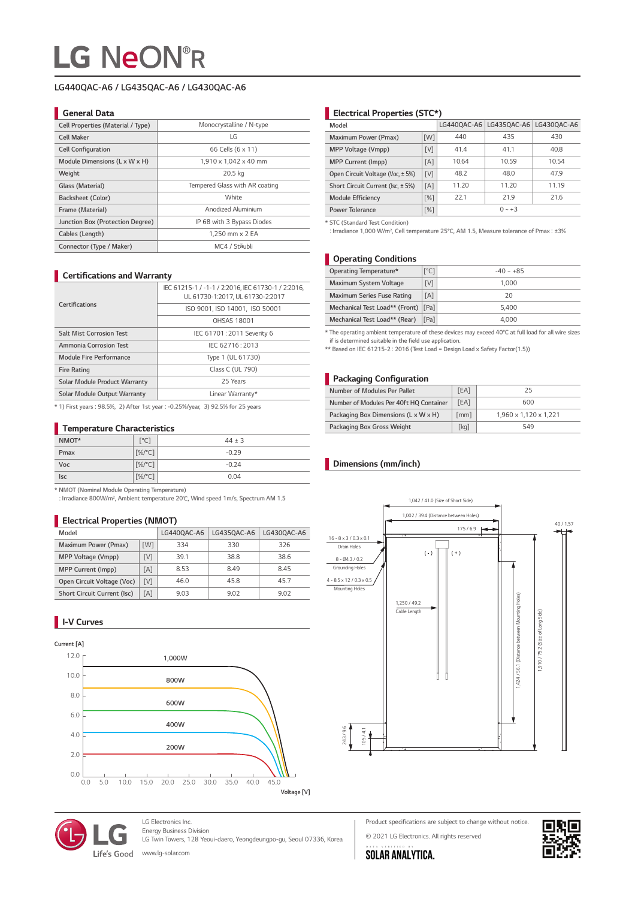# LG NeON®R

LG440QAC-A6 / LG435QAC-A6 / LG430QAC-A6

## General Data

| | |
|---|---|
| Cell Properties (Material / Type) | Monocrystalline / N-type |
| Cell Maker | LG |
| Cell Configuration | 66 Cells (6 x 11) |
| Module Dimensions (L x W x H) | 1,910 x 1,042 x 40 mm |
| Weight | 20.5 kg |
| Glass (Material) | Tempered Glass with AR coating |
| Backsheet (Color) | White |
| Frame (Material) | Anodized Aluminium |
| Junction Box (Protection Degree) | IP 68 with 3 Bypass Diodes |
| Cables (Length) | 1,250 mm x 2 EA |
| Connector (Type / Maker) | MC4 / Stäubli |

## Certifications and Warranty

| | |
|---|---|
| Certifications | IEC 61215-1 / -1-1 / 2:2016, IEC 61730-1 / 2:2016, UL 61730-1:2017, UL 61730-2:2017 |
| | ISO 9001, ISO 14001, ISO 50001 |
| | OHSAS 18001 |
| Salt Mist Corrosion Test | IEC 61701 : 2011 Severity 6 |
| Ammonia Corrosion Test | IEC 62716 : 2013 |
| Module Fire Performance | Type 1 (UL 61730) |
| Fire Rating | Class C (UL 790) |
| Solar Module Product Warranty | 25 Years |
| Solar Module Output Warranty | Linear Warranty* |

* 1) First years : 98.5%, 2) After 1st year : -0.25%/year, 3) 92.5% for 25 years

## Temperature Characteristics

| | | |
|---|---|---|
| NMOT* | [°C] | 44 ± 3 |
| Pmax | [%/°C] | -0.29 |
| Voc | [%/°C] | -0.24 |
| Isc | [%/°C] | 0.04 |

* NMOT (Nominal Module Operating Temperature)
: Irradiance 800W/m², Ambient temperature 20°C, Wind speed 1m/s, Spectrum AM 1.5

## Electrical Properties (NMOT)

| Model | | LG440QAC-A6 | LG435QAC-A6 | LG430QAC-A6 |
|---|---|---|---|---|
| Maximum Power (Pmax) | [W] | 334 | 330 | 326 |
| MPP Voltage (Vmpp) | [V] | 39.1 | 38.8 | 38.6 |
| MPP Current (Impp) | [A] | 8.53 | 8.49 | 8.45 |
| Open Circuit Voltage (Voc) | [V] | 46.0 | 45.8 | 45.7 |
| Short Circuit Current (Isc) | [A] | 9.03 | 9.02 | 9.02 |

## I-V Curves

Current [A]

12.0
10.0
8.0
6.0
4.0
2.0
0.0

1,000W
800W
600W
400W
200W

0.0 5.0 10.0 15.0 20.0 25.0 30.0 35.0 40.0 45.0

Voltage [V]

## Electrical Properties (STC*)

| Model | | LG440QAC-A6 | LG435QAC-A6 | LG430QAC-A6 |
|---|---|---|---|---|
| Maximum Power (Pmax) | [W] | 440 | 435 | 430 |
| MPP Voltage (Vmpp) | [V] | 41.4 | 41.1 | 40.8 |
| MPP Current (Impp) | [A] | 10.64 | 10.59 | 10.54 |
| Open Circuit Voltage (Voc, ± 5%) | [V] | 48.2 | 48.0 | 47.9 |
| Short Circuit Current (Isc, ± 5%) | [A] | 11.20 | 11.20 | 11.19 |
| Module Efficiency | [%] | 22.1 | 21.9 | 21.6 |
| Power Tolerance | [%] | 0 ~ +3 | | |

* STC (Standard Test Condition)
: Irradiance 1,000 W/m², Cell temperature 25°C, AM 1.5, Measure tolerance of Pmax : ±3%

## Operating Conditions

| | | |
|---|---|---|
| Operating Temperature* | [°C] | -40 ~ +85 |
| Maximum System Voltage | [V] | 1,000 |
| Maximum Series Fuse Rating | [A] | 20 |
| Mechanical Test Load** (Front) | [Pa] | 5,400 |
| Mechanical Test Load** (Rear) | [Pa] | 4,000 |

* The operating ambient temperature of these devices may exceed 40°C at full load for all wire sizes if is determined suitable in the field use application.
** Based on IEC 61215-2 : 2016 (Test Load = Design Load x Safety Factor(1.5))

## Packaging Configuration

| | | |
|---|---|---|
| Number of Modules Per Pallet | [EA] | 25 |
| Number of Modules Per 40ft HQ Container | [EA] | 600 |
| Packaging Box Dimensions (L x W x H) | [mm] | 1,960 x 1,120 x 1,221 |
| Packaging Box Gross Weight | [kg] | 549 |

## Dimensions (mm/inch)

1,042 / 41.0 (Size of Short Side)
1,002 / 39.4 (Distance between Holes)
175 / 6.9
40 / 1.57
16 - 8 x 3 / 0.3 x 0.1
Drain Holes
8 - Ø4.3 / 0.2
Grounding Holes
4 - 8.5 x 12 / 0.3 x 0.5
Mounting Holes
( - ) ( + )
1,250 / 49.2
Cable Length
1,424 / 56.1 (Distance between Mounting Holes)
1,910 / 75.2 (Size of Long Side)
243 / 9.6
105 / 4.1

LG Electronics Inc.
Energy Business Division
LG Twin Towers, 128 Yeoui-daero, Yeongdeungpo-gu, Seoul 07336, Korea
www.lg-solar.com

Product specifications are subject to change without notice.

© 2021 LG Electronics. All rights reserved

DATA VERIFIED BY
SOLAR ANALYTICA.